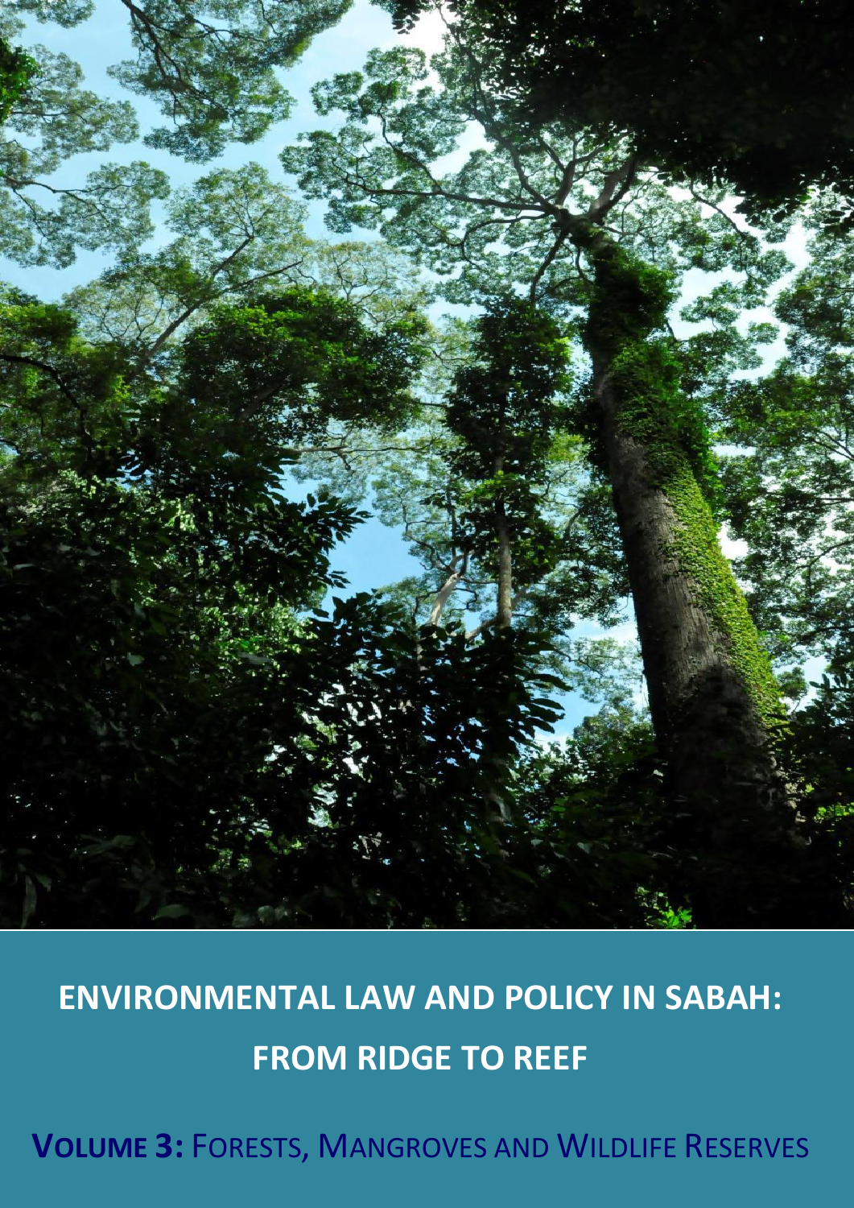# ENVIRONMENTAL LAW AND POLICY IN SABAH: FROM RIDGE TO REEF

## VOLUME 3: FORESTS, MANGROVES AND WILDLIFE RESERVES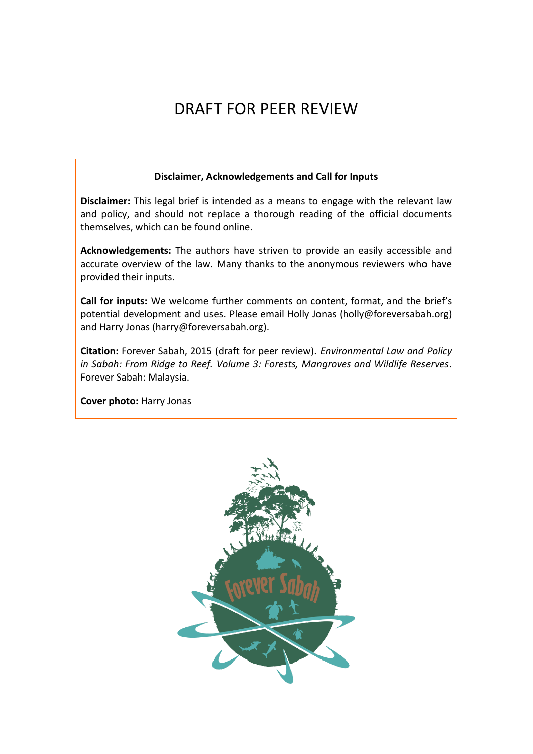# DRAFT FOR PEER REVIEW

**Disclaimer, Acknowledgements and Call for Inputs**

**Disclaimer:** This legal brief is intended as a means to engage with the relevant law and policy, and should not replace a thorough reading of the official documents themselves, which can be found online.

**Acknowledgements:** The authors have striven to provide an easily accessible and accurate overview of the law. Many thanks to the anonymous reviewers who have provided their inputs.

**Call for inputs:** We welcome further comments on content, format, and the brief's potential development and uses. Please email Holly Jonas (holly@foreversabah.org) and Harry Jonas (harry@foreversabah.org).

**Citation:** Forever Sabah, 2015 (draft for peer review). *Environmental Law and Policy in Sabah: From Ridge to Reef. Volume 3: Forests, Mangroves and Wildlife Reserves*. Forever Sabah: Malaysia.

**Cover photo:** Harry Jonas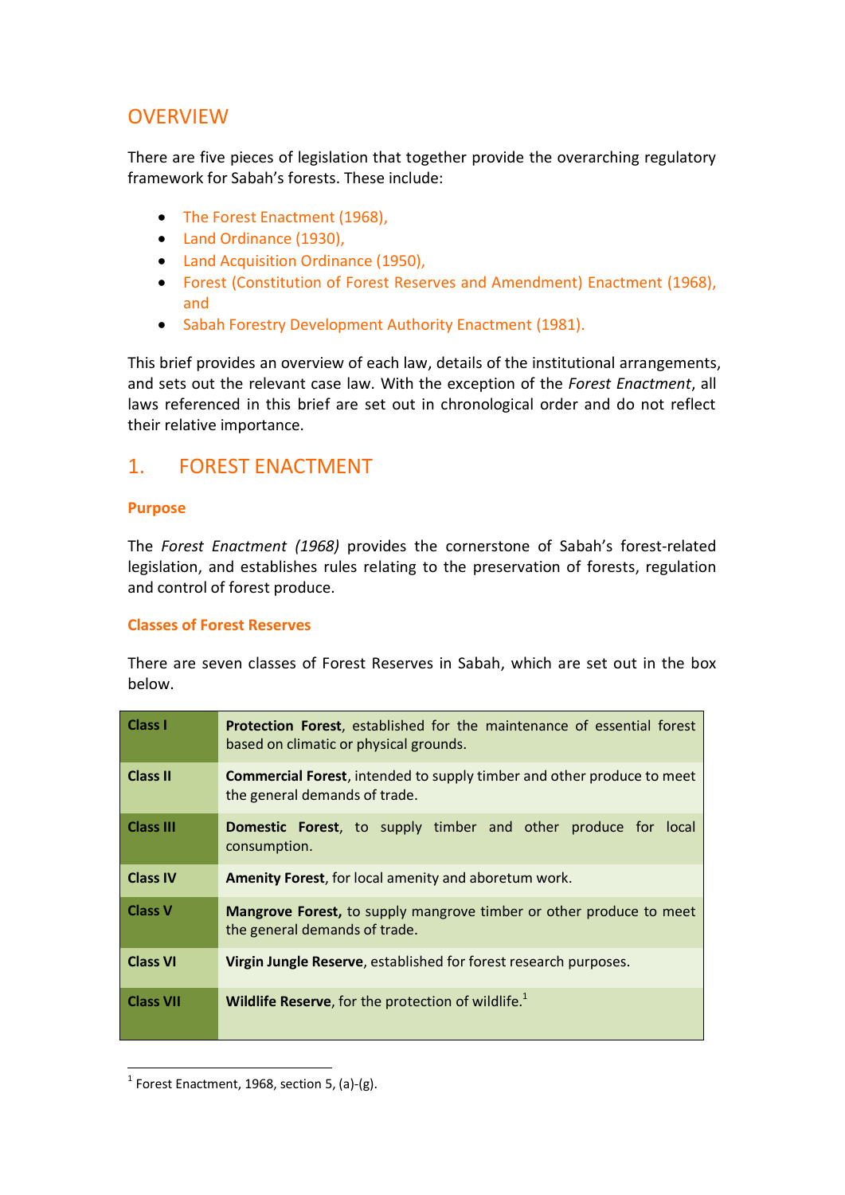## OVERVIEW

There are five pieces of legislation that together provide the overarching regulatory framework for Sabah's forests. These include:

- The Forest Enactment (1968),
- Land Ordinance (1930),
- Land Acquisition Ordinance (1950),
- Forest (Constitution of Forest Reserves and Amendment) Enactment (1968), and
- Sabah Forestry Development Authority Enactment (1981).

This brief provides an overview of each law, details of the institutional arrangements, and sets out the relevant case law. With the exception of the *Forest Enactment*, all laws referenced in this brief are set out in chronological order and do not reflect their relative importance.

## 1. FOREST ENACTMENT

### Purpose

The *Forest Enactment (1968)* provides the cornerstone of Sabah's forest-related legislation, and establishes rules relating to the preservation of forests, regulation and control of forest produce.

### Classes of Forest Reserves

There are seven classes of Forest Reserves in Sabah, which are set out in the box below.

| | |
|---|---|
| **Class I** | **Protection Forest**, established for the maintenance of essential forest based on climatic or physical grounds. |
| **Class II** | **Commercial Forest**, intended to supply timber and other produce to meet the general demands of trade. |
| **Class III** | **Domestic Forest**, to supply timber and other produce for local consumption. |
| **Class IV** | **Amenity Forest**, for local amenity and aboretum work. |
| **Class V** | **Mangrove Forest,** to supply mangrove timber or other produce to meet the general demands of trade. |
| **Class VI** | **Virgin Jungle Reserve**, established for forest research purposes. |
| **Class VII** | **Wildlife Reserve**, for the protection of wildlife.[1] |

[1] Forest Enactment, 1968, section 5, (a)-(g).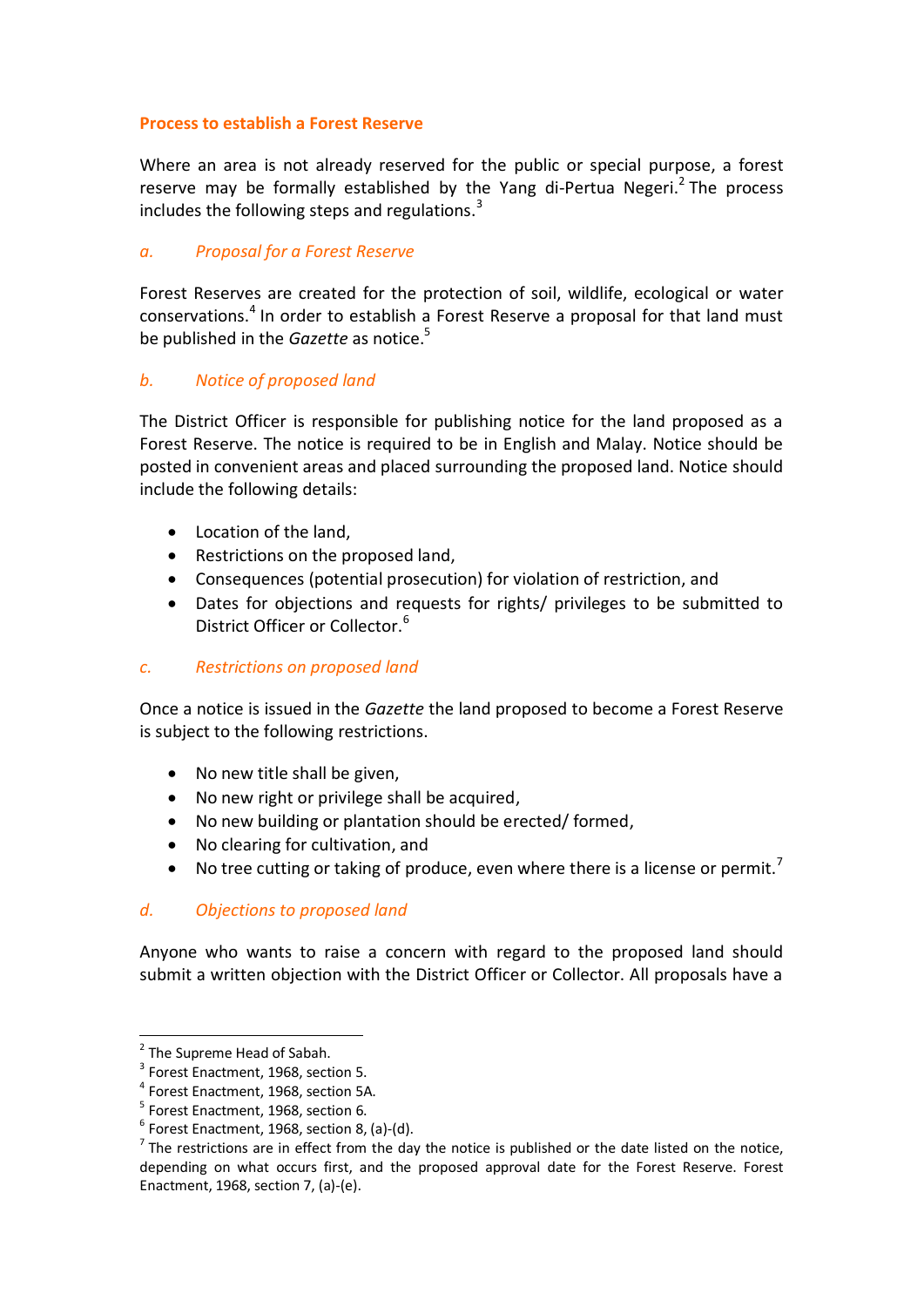### Process to establish a Forest Reserve

Where an area is not already reserved for the public or special purpose, a forest reserve may be formally established by the Yang di-Pertua Negeri.[2] The process includes the following steps and regulations.[3]

#### *a. Proposal for a Forest Reserve*

Forest Reserves are created for the protection of soil, wildlife, ecological or water conservations.[4] In order to establish a Forest Reserve a proposal for that land must be published in the *Gazette* as notice.[5]

#### *b. Notice of proposed land*

The District Officer is responsible for publishing notice for the land proposed as a Forest Reserve. The notice is required to be in English and Malay. Notice should be posted in convenient areas and placed surrounding the proposed land. Notice should include the following details:

- Location of the land,
- Restrictions on the proposed land,
- Consequences (potential prosecution) for violation of restriction, and
- Dates for objections and requests for rights/ privileges to be submitted to District Officer or Collector.[6]

#### *c. Restrictions on proposed land*

Once a notice is issued in the *Gazette* the land proposed to become a Forest Reserve is subject to the following restrictions.

- No new title shall be given,
- No new right or privilege shall be acquired,
- No new building or plantation should be erected/ formed,
- No clearing for cultivation, and
- No tree cutting or taking of produce, even where there is a license or permit.[7]

#### *d. Objections to proposed land*

Anyone who wants to raise a concern with regard to the proposed land should submit a written objection with the District Officer or Collector. All proposals have a

---

[2] The Supreme Head of Sabah.

[3] Forest Enactment, 1968, section 5.

[4] Forest Enactment, 1968, section 5A.

[5] Forest Enactment, 1968, section 6.

[6] Forest Enactment, 1968, section 8, (a)-(d).

[7] The restrictions are in effect from the day the notice is published or the date listed on the notice, depending on what occurs first, and the proposed approval date for the Forest Reserve. Forest Enactment, 1968, section 7, (a)-(e).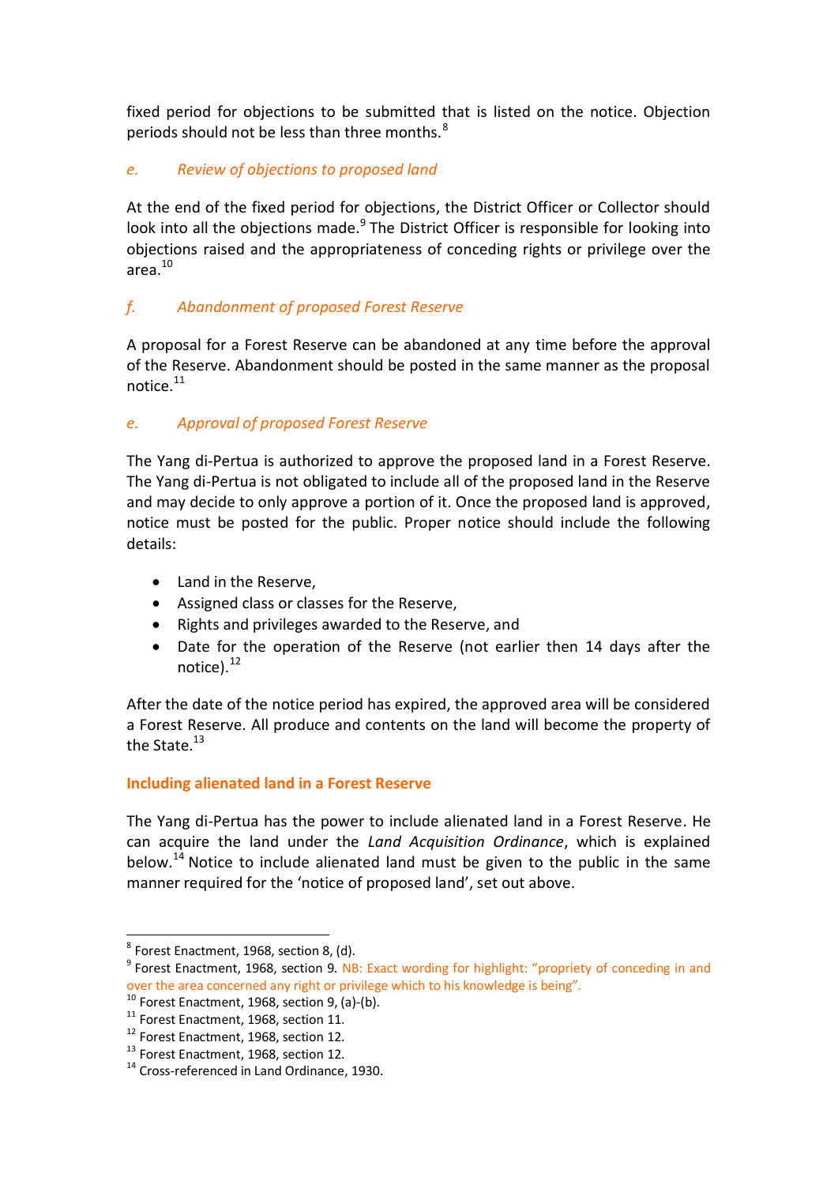fixed period for objections to be submitted that is listed on the notice. Objection periods should not be less than three months.[8]

### *e. Review of objections to proposed land*

At the end of the fixed period for objections, the District Officer or Collector should look into all the objections made.[9] The District Officer is responsible for looking into objections raised and the appropriateness of conceding rights or privilege over the area.[10]

### *f. Abandonment of proposed Forest Reserve*

A proposal for a Forest Reserve can be abandoned at any time before the approval of the Reserve. Abandonment should be posted in the same manner as the proposal notice.[11]

### *e. Approval of proposed Forest Reserve*

The Yang di-Pertua is authorized to approve the proposed land in a Forest Reserve. The Yang di-Pertua is not obligated to include all of the proposed land in the Reserve and may decide to only approve a portion of it. Once the proposed land is approved, notice must be posted for the public. Proper notice should include the following details:

- Land in the Reserve,
- Assigned class or classes for the Reserve,
- Rights and privileges awarded to the Reserve, and
- Date for the operation of the Reserve (not earlier then 14 days after the notice).[12]

After the date of the notice period has expired, the approved area will be considered a Forest Reserve. All produce and contents on the land will become the property of the State.[13]

## Including alienated land in a Forest Reserve

The Yang di-Pertua has the power to include alienated land in a Forest Reserve. He can acquire the land under the *Land Acquisition Ordinance*, which is explained below.[14] Notice to include alienated land must be given to the public in the same manner required for the 'notice of proposed land', set out above.

---

[8] Forest Enactment, 1968, section 8, (d).

[9] Forest Enactment, 1968, section 9. NB: Exact wording for highlight: "propriety of conceding in and over the area concerned any right or privilege which to his knowledge is being".

[10] Forest Enactment, 1968, section 9, (a)-(b).

[11] Forest Enactment, 1968, section 11.

[12] Forest Enactment, 1968, section 12.

[13] Forest Enactment, 1968, section 12.

[14] Cross-referenced in Land Ordinance, 1930.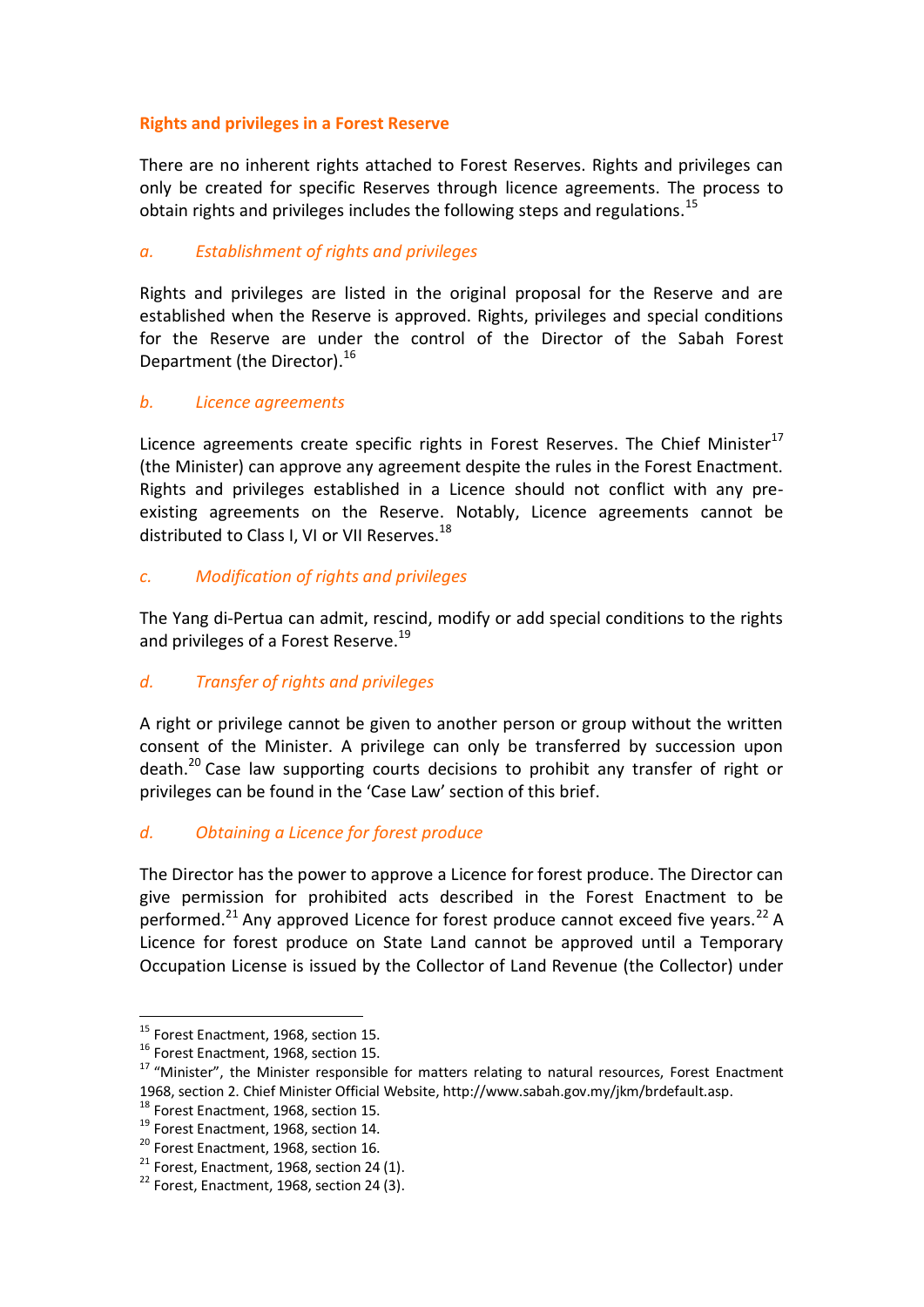## Rights and privileges in a Forest Reserve

There are no inherent rights attached to Forest Reserves. Rights and privileges can only be created for specific Reserves through licence agreements. The process to obtain rights and privileges includes the following steps and regulations.[15]

### *a. Establishment of rights and privileges*

Rights and privileges are listed in the original proposal for the Reserve and are established when the Reserve is approved. Rights, privileges and special conditions for the Reserve are under the control of the Director of the Sabah Forest Department (the Director).[16]

### *b. Licence agreements*

Licence agreements create specific rights in Forest Reserves. The Chief Minister[17] (the Minister) can approve any agreement despite the rules in the Forest Enactment. Rights and privileges established in a Licence should not conflict with any pre-existing agreements on the Reserve. Notably, Licence agreements cannot be distributed to Class I, VI or VII Reserves.[18]

### *c. Modification of rights and privileges*

The Yang di-Pertua can admit, rescind, modify or add special conditions to the rights and privileges of a Forest Reserve.[19]

### *d. Transfer of rights and privileges*

A right or privilege cannot be given to another person or group without the written consent of the Minister. A privilege can only be transferred by succession upon death.[20] Case law supporting courts decisions to prohibit any transfer of right or privileges can be found in the 'Case Law' section of this brief.

### *d. Obtaining a Licence for forest produce*

The Director has the power to approve a Licence for forest produce. The Director can give permission for prohibited acts described in the Forest Enactment to be performed.[21] Any approved Licence for forest produce cannot exceed five years.[22] A Licence for forest produce on State Land cannot be approved until a Temporary Occupation License is issued by the Collector of Land Revenue (the Collector) under

---

[15] Forest Enactment, 1968, section 15.
[16] Forest Enactment, 1968, section 15.
[17] "Minister", the Minister responsible for matters relating to natural resources, Forest Enactment 1968, section 2. Chief Minister Official Website, http://www.sabah.gov.my/jkm/brdefault.asp.
[18] Forest Enactment, 1968, section 15.
[19] Forest Enactment, 1968, section 14.
[20] Forest Enactment, 1968, section 16.
[21] Forest, Enactment, 1968, section 24 (1).
[22] Forest, Enactment, 1968, section 24 (3).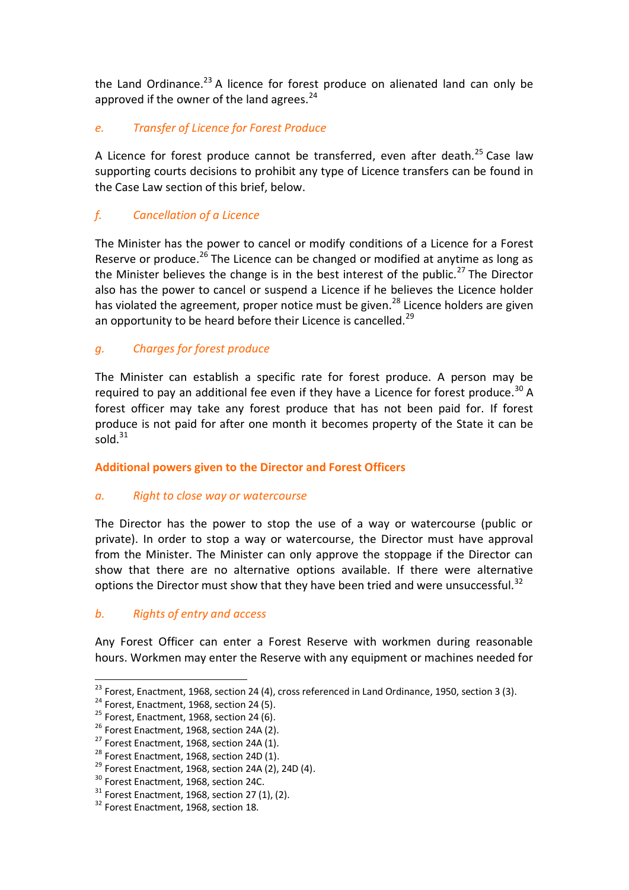the Land Ordinance.[23] A licence for forest produce on alienated land can only be approved if the owner of the land agrees.[24]

### *e. Transfer of Licence for Forest Produce*

A Licence for forest produce cannot be transferred, even after death.[25] Case law supporting courts decisions to prohibit any type of Licence transfers can be found in the Case Law section of this brief, below.

### *f. Cancellation of a Licence*

The Minister has the power to cancel or modify conditions of a Licence for a Forest Reserve or produce.[26] The Licence can be changed or modified at anytime as long as the Minister believes the change is in the best interest of the public.[27] The Director also has the power to cancel or suspend a Licence if he believes the Licence holder has violated the agreement, proper notice must be given.[28] Licence holders are given an opportunity to be heard before their Licence is cancelled.[29]

### *g. Charges for forest produce*

The Minister can establish a specific rate for forest produce. A person may be required to pay an additional fee even if they have a Licence for forest produce.[30] A forest officer may take any forest produce that has not been paid for. If forest produce is not paid for after one month it becomes property of the State it can be sold.[31]

## **Additional powers given to the Director and Forest Officers**

### *a. Right to close way or watercourse*

The Director has the power to stop the use of a way or watercourse (public or private). In order to stop a way or watercourse, the Director must have approval from the Minister. The Minister can only approve the stoppage if the Director can show that there are no alternative options available. If there were alternative options the Director must show that they have been tried and were unsuccessful.[32]

### *b. Rights of entry and access*

Any Forest Officer can enter a Forest Reserve with workmen during reasonable hours. Workmen may enter the Reserve with any equipment or machines needed for

---

[23] Forest, Enactment, 1968, section 24 (4), cross referenced in Land Ordinance, 1950, section 3 (3).
[24] Forest, Enactment, 1968, section 24 (5).
[25] Forest, Enactment, 1968, section 24 (6).
[26] Forest Enactment, 1968, section 24A (2).
[27] Forest Enactment, 1968, section 24A (1).
[28] Forest Enactment, 1968, section 24D (1).
[29] Forest Enactment, 1968, section 24A (2), 24D (4).
[30] Forest Enactment, 1968, section 24C.
[31] Forest Enactment, 1968, section 27 (1), (2).
[32] Forest Enactment, 1968, section 18.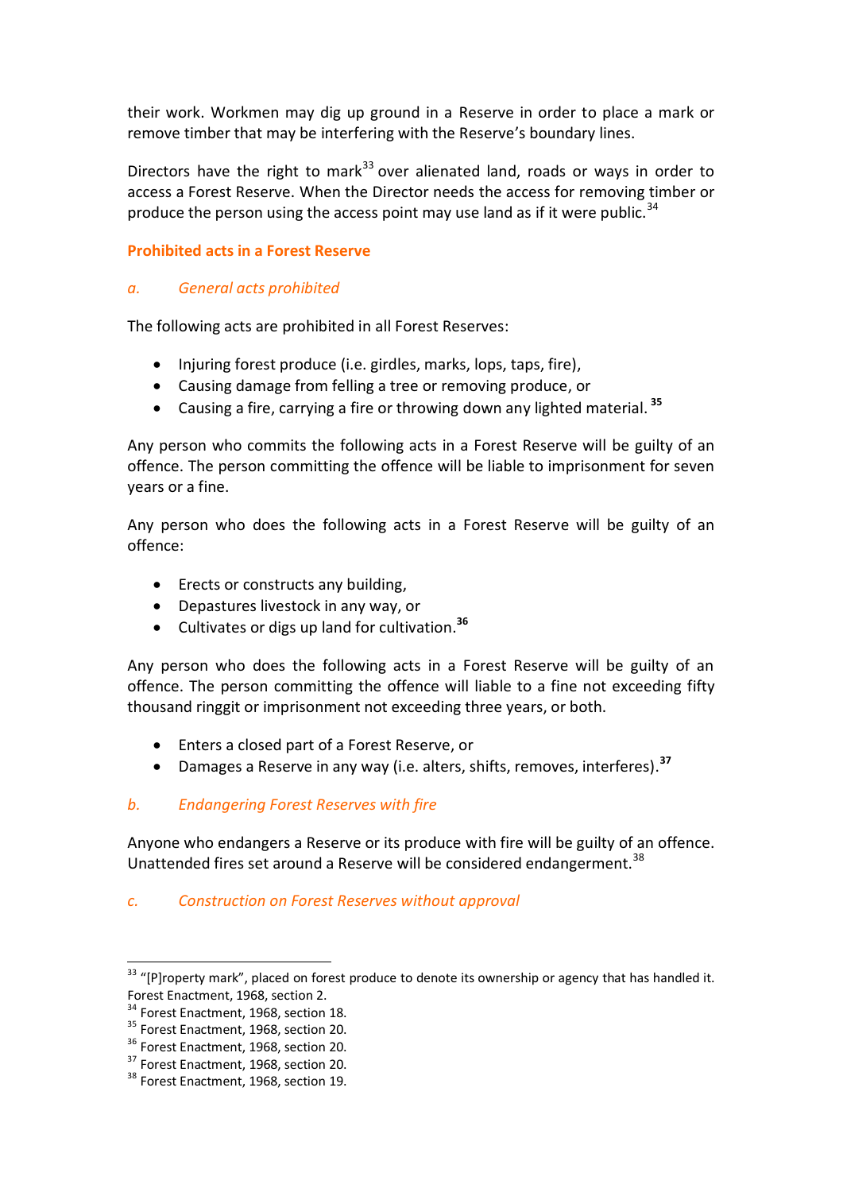their work. Workmen may dig up ground in a Reserve in order to place a mark or remove timber that may be interfering with the Reserve's boundary lines.

Directors have the right to mark[33] over alienated land, roads or ways in order to access a Forest Reserve. When the Director needs the access for removing timber or produce the person using the access point may use land as if it were public.[34]

### Prohibited acts in a Forest Reserve

#### *a. General acts prohibited*

The following acts are prohibited in all Forest Reserves:

- Injuring forest produce (i.e. girdles, marks, lops, taps, fire),
- Causing damage from felling a tree or removing produce, or
- Causing a fire, carrying a fire or throwing down any lighted material.[35]

Any person who commits the following acts in a Forest Reserve will be guilty of an offence. The person committing the offence will be liable to imprisonment for seven years or a fine.

Any person who does the following acts in a Forest Reserve will be guilty of an offence:

- Erects or constructs any building,
- Depastures livestock in any way, or
- Cultivates or digs up land for cultivation.[36]

Any person who does the following acts in a Forest Reserve will be guilty of an offence. The person committing the offence will liable to a fine not exceeding fifty thousand ringgit or imprisonment not exceeding three years, or both.

- Enters a closed part of a Forest Reserve, or
- Damages a Reserve in any way (i.e. alters, shifts, removes, interferes).[37]

#### *b. Endangering Forest Reserves with fire*

Anyone who endangers a Reserve or its produce with fire will be guilty of an offence. Unattended fires set around a Reserve will be considered endangerment.[38]

#### *c. Construction on Forest Reserves without approval*

---

[33] "[P]roperty mark", placed on forest produce to denote its ownership or agency that has handled it. Forest Enactment, 1968, section 2.

[34] Forest Enactment, 1968, section 18.

[35] Forest Enactment, 1968, section 20.

[36] Forest Enactment, 1968, section 20.

[37] Forest Enactment, 1968, section 20.

[38] Forest Enactment, 1968, section 19.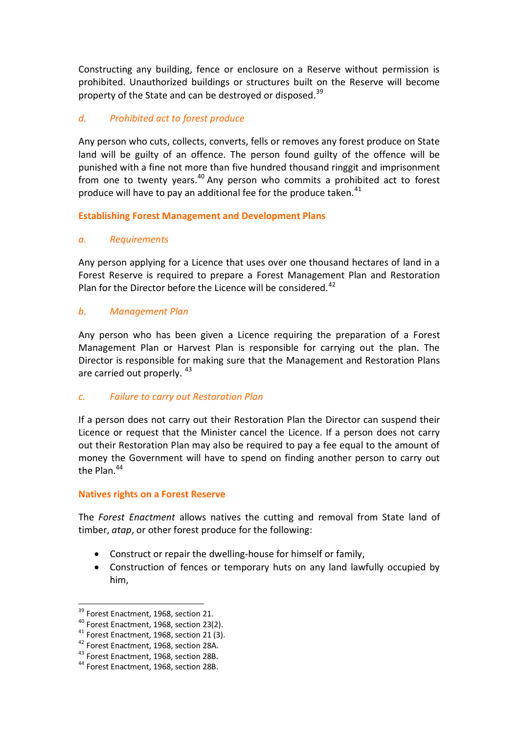Constructing any building, fence or enclosure on a Reserve without permission is prohibited. Unauthorized buildings or structures built on the Reserve will become property of the State and can be destroyed or disposed.[39]

### *d. Prohibited act to forest produce*

Any person who cuts, collects, converts, fells or removes any forest produce on State land will be guilty of an offence. The person found guilty of the offence will be punished with a fine not more than five hundred thousand ringgit and imprisonment from one to twenty years.[40] Any person who commits a prohibited act to forest produce will have to pay an additional fee for the produce taken.[41]

## Establishing Forest Management and Development Plans

### *a. Requirements*

Any person applying for a Licence that uses over one thousand hectares of land in a Forest Reserve is required to prepare a Forest Management Plan and Restoration Plan for the Director before the Licence will be considered.[42]

### *b. Management Plan*

Any person who has been given a Licence requiring the preparation of a Forest Management Plan or Harvest Plan is responsible for carrying out the plan. The Director is responsible for making sure that the Management and Restoration Plans are carried out properly.[43]

### *c. Failure to carry out Restoration Plan*

If a person does not carry out their Restoration Plan the Director can suspend their Licence or request that the Minister cancel the Licence. If a person does not carry out their Restoration Plan may also be required to pay a fee equal to the amount of money the Government will have to spend on finding another person to carry out the Plan.[44]

## Natives rights on a Forest Reserve

The *Forest Enactment* allows natives the cutting and removal from State land of timber, *atap*, or other forest produce for the following:

- Construct or repair the dwelling-house for himself or family,
- Construction of fences or temporary huts on any land lawfully occupied by him,

---

[39] Forest Enactment, 1968, section 21.
[40] Forest Enactment, 1968, section 23(2).
[41] Forest Enactment, 1968, section 21 (3).
[42] Forest Enactment, 1968, section 28A.
[43] Forest Enactment, 1968, section 28B.
[44] Forest Enactment, 1968, section 28B.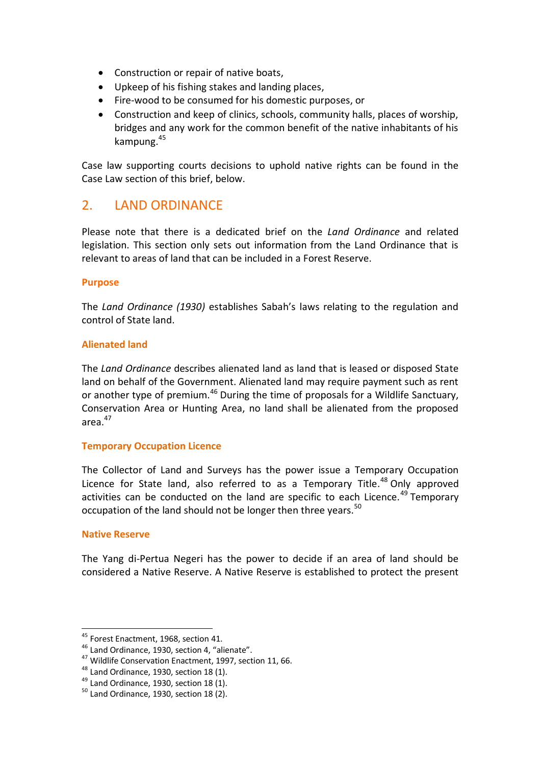- Construction or repair of native boats,
- Upkeep of his fishing stakes and landing places,
- Fire-wood to be consumed for his domestic purposes, or
- Construction and keep of clinics, schools, community halls, places of worship, bridges and any work for the common benefit of the native inhabitants of his kampung.[45]

Case law supporting courts decisions to uphold native rights can be found in the Case Law section of this brief, below.

## 2. LAND ORDINANCE

Please note that there is a dedicated brief on the *Land Ordinance* and related legislation. This section only sets out information from the Land Ordinance that is relevant to areas of land that can be included in a Forest Reserve.

### Purpose

The *Land Ordinance (1930)* establishes Sabah's laws relating to the regulation and control of State land.

### Alienated land

The *Land Ordinance* describes alienated land as land that is leased or disposed State land on behalf of the Government. Alienated land may require payment such as rent or another type of premium.[46] During the time of proposals for a Wildlife Sanctuary, Conservation Area or Hunting Area, no land shall be alienated from the proposed area.[47]

### Temporary Occupation Licence

The Collector of Land and Surveys has the power issue a Temporary Occupation Licence for State land, also referred to as a Temporary Title.[48] Only approved activities can be conducted on the land are specific to each Licence.[49] Temporary occupation of the land should not be longer then three years.[50]

### Native Reserve

The Yang di-Pertua Negeri has the power to decide if an area of land should be considered a Native Reserve. A Native Reserve is established to protect the present

---

[45] Forest Enactment, 1968, section 41.
[46] Land Ordinance, 1930, section 4, "alienate".
[47] Wildlife Conservation Enactment, 1997, section 11, 66.
[48] Land Ordinance, 1930, section 18 (1).
[49] Land Ordinance, 1930, section 18 (1).
[50] Land Ordinance, 1930, section 18 (2).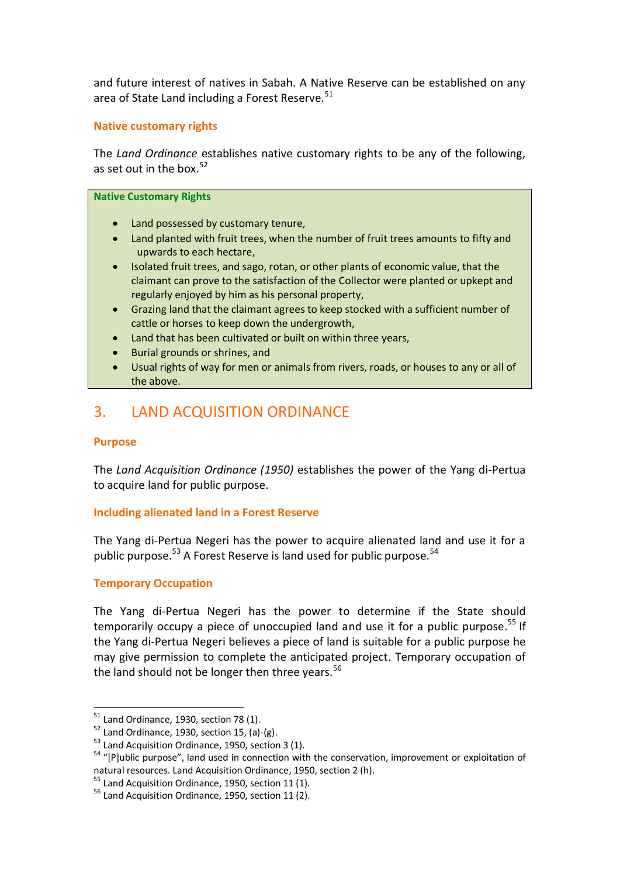and future interest of natives in Sabah. A Native Reserve can be established on any area of State Land including a Forest Reserve.[51]

### Native customary rights

The *Land Ordinance* establishes native customary rights to be any of the following, as set out in the box.[52]

**Native Customary Rights**

- Land possessed by customary tenure,
- Land planted with fruit trees, when the number of fruit trees amounts to fifty and upwards to each hectare,
- Isolated fruit trees, and sago, rotan, or other plants of economic value, that the claimant can prove to the satisfaction of the Collector were planted or upkept and regularly enjoyed by him as his personal property,
- Grazing land that the claimant agrees to keep stocked with a sufficient number of cattle or horses to keep down the undergrowth,
- Land that has been cultivated or built on within three years,
- Burial grounds or shrines, and
- Usual rights of way for men or animals from rivers, roads, or houses to any or all of the above.

## 3. LAND ACQUISITION ORDINANCE

### Purpose

The *Land Acquisition Ordinance (1950)* establishes the power of the Yang di-Pertua to acquire land for public purpose.

### Including alienated land in a Forest Reserve

The Yang di-Pertua Negeri has the power to acquire alienated land and use it for a public purpose.[53] A Forest Reserve is land used for public purpose.[54]

### Temporary Occupation

The Yang di-Pertua Negeri has the power to determine if the State should temporarily occupy a piece of unoccupied land and use it for a public purpose.[55] If the Yang di-Pertua Negeri believes a piece of land is suitable for a public purpose he may give permission to complete the anticipated project. Temporary occupation of the land should not be longer then three years.[56]

---

[51] Land Ordinance, 1930, section 78 (1).
[52] Land Ordinance, 1930, section 15, (a)-(g).
[53] Land Acquisition Ordinance, 1950, section 3 (1).
[54] "[P]ublic purpose", land used in connection with the conservation, improvement or exploitation of natural resources. Land Acquisition Ordinance, 1950, section 2 (h).
[55] Land Acquisition Ordinance, 1950, section 11 (1).
[56] Land Acquisition Ordinance, 1950, section 11 (2).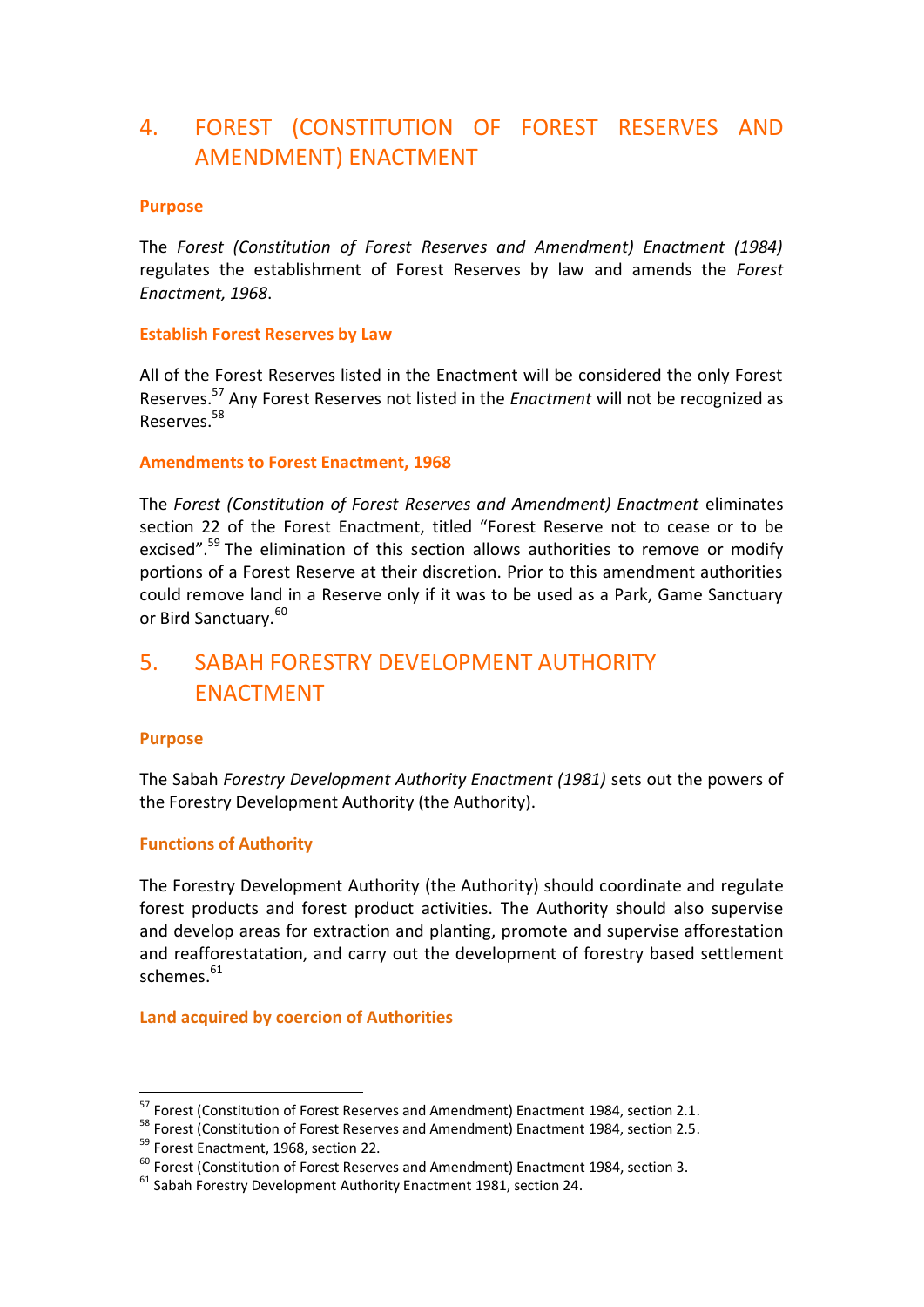## 4. FOREST (CONSTITUTION OF FOREST RESERVES AND AMENDMENT) ENACTMENT

### Purpose

The *Forest (Constitution of Forest Reserves and Amendment) Enactment (1984)* regulates the establishment of Forest Reserves by law and amends the *Forest Enactment, 1968*.

### Establish Forest Reserves by Law

All of the Forest Reserves listed in the Enactment will be considered the only Forest Reserves.[57] Any Forest Reserves not listed in the *Enactment* will not be recognized as Reserves.[58]

### Amendments to Forest Enactment, 1968

The *Forest (Constitution of Forest Reserves and Amendment) Enactment* eliminates section 22 of the Forest Enactment, titled "Forest Reserve not to cease or to be excised".[59] The elimination of this section allows authorities to remove or modify portions of a Forest Reserve at their discretion. Prior to this amendment authorities could remove land in a Reserve only if it was to be used as a Park, Game Sanctuary or Bird Sanctuary.[60]

## 5. SABAH FORESTRY DEVELOPMENT AUTHORITY ENACTMENT

### Purpose

The Sabah *Forestry Development Authority Enactment (1981)* sets out the powers of the Forestry Development Authority (the Authority).

### Functions of Authority

The Forestry Development Authority (the Authority) should coordinate and regulate forest products and forest product activities. The Authority should also supervise and develop areas for extraction and planting, promote and supervise afforestation and reafforestatation, and carry out the development of forestry based settlement schemes.[61]

### Land acquired by coercion of Authorities

---

[57] Forest (Constitution of Forest Reserves and Amendment) Enactment 1984, section 2.1.
[58] Forest (Constitution of Forest Reserves and Amendment) Enactment 1984, section 2.5.
[59] Forest Enactment, 1968, section 22.
[60] Forest (Constitution of Forest Reserves and Amendment) Enactment 1984, section 3.
[61] Sabah Forestry Development Authority Enactment 1981, section 24.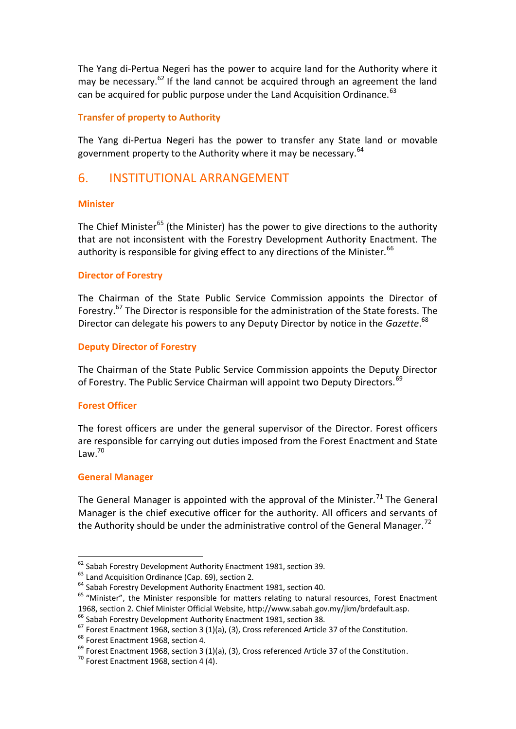The Yang di-Pertua Negeri has the power to acquire land for the Authority where it may be necessary.[62] If the land cannot be acquired through an agreement the land can be acquired for public purpose under the Land Acquisition Ordinance.[63]

### Transfer of property to Authority

The Yang di-Pertua Negeri has the power to transfer any State land or movable government property to the Authority where it may be necessary.[64]

## 6. INSTITUTIONAL ARRANGEMENT

### Minister

The Chief Minister[65] (the Minister) has the power to give directions to the authority that are not inconsistent with the Forestry Development Authority Enactment. The authority is responsible for giving effect to any directions of the Minister.[66]

### Director of Forestry

The Chairman of the State Public Service Commission appoints the Director of Forestry.[67] The Director is responsible for the administration of the State forests. The Director can delegate his powers to any Deputy Director by notice in the *Gazette*.[68]

### Deputy Director of Forestry

The Chairman of the State Public Service Commission appoints the Deputy Director of Forestry. The Public Service Chairman will appoint two Deputy Directors.[69]

### Forest Officer

The forest officers are under the general supervisor of the Director. Forest officers are responsible for carrying out duties imposed from the Forest Enactment and State Law.[70]

### General Manager

The General Manager is appointed with the approval of the Minister.[71] The General Manager is the chief executive officer for the authority. All officers and servants of the Authority should be under the administrative control of the General Manager.[72]

---

[62] Sabah Forestry Development Authority Enactment 1981, section 39.
[63] Land Acquisition Ordinance (Cap. 69), section 2.
[64] Sabah Forestry Development Authority Enactment 1981, section 40.
[65] "Minister", the Minister responsible for matters relating to natural resources, Forest Enactment 1968, section 2. Chief Minister Official Website, http://www.sabah.gov.my/jkm/brdefault.asp.
[66] Sabah Forestry Development Authority Enactment 1981, section 38.
[67] Forest Enactment 1968, section 3 (1)(a), (3), Cross referenced Article 37 of the Constitution.
[68] Forest Enactment 1968, section 4.
[69] Forest Enactment 1968, section 3 (1)(a), (3), Cross referenced Article 37 of the Constitution.
[70] Forest Enactment 1968, section 4 (4).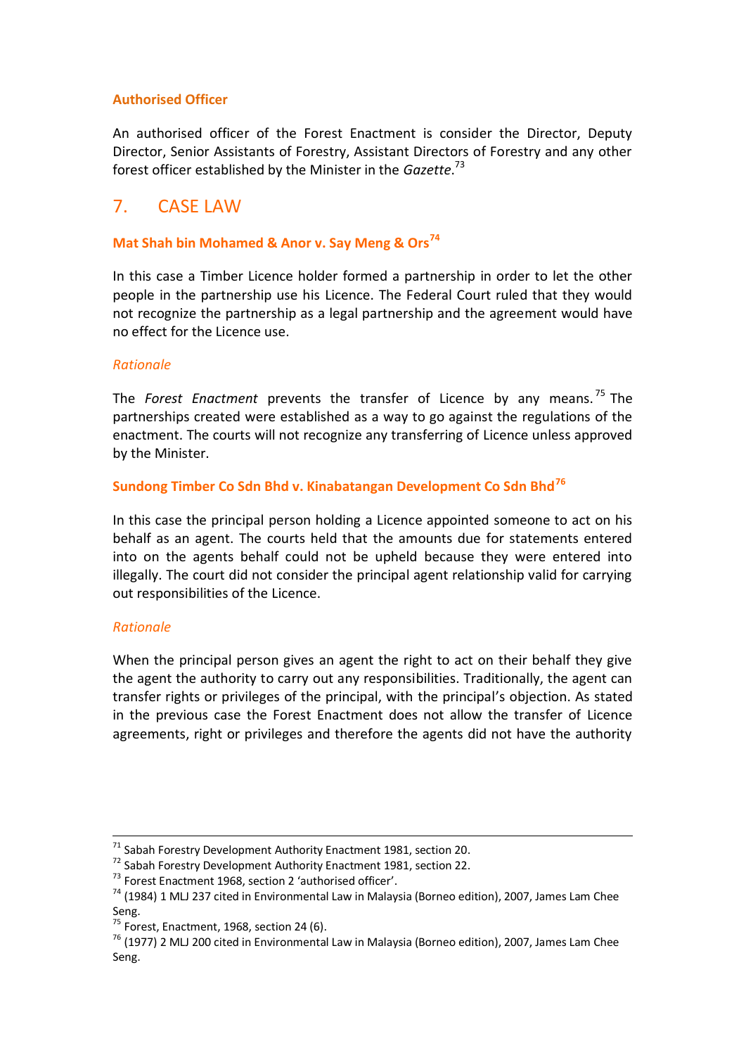### Authorised Officer

An authorised officer of the Forest Enactment is consider the Director, Deputy Director, Senior Assistants of Forestry, Assistant Directors of Forestry and any other forest officer established by the Minister in the *Gazette*.[73]

## 7. CASE LAW

### Mat Shah bin Mohamed & Anor v. Say Meng & Ors[74]

In this case a Timber Licence holder formed a partnership in order to let the other people in the partnership use his Licence. The Federal Court ruled that they would not recognize the partnership as a legal partnership and the agreement would have no effect for the Licence use.

*Rationale*

The *Forest Enactment* prevents the transfer of Licence by any means.[75] The partnerships created were established as a way to go against the regulations of the enactment. The courts will not recognize any transferring of Licence unless approved by the Minister.

### Sundong Timber Co Sdn Bhd v. Kinabatangan Development Co Sdn Bhd[76]

In this case the principal person holding a Licence appointed someone to act on his behalf as an agent. The courts held that the amounts due for statements entered into on the agents behalf could not be upheld because they were entered into illegally. The court did not consider the principal agent relationship valid for carrying out responsibilities of the Licence.

*Rationale*

When the principal person gives an agent the right to act on their behalf they give the agent the authority to carry out any responsibilities. Traditionally, the agent can transfer rights or privileges of the principal, with the principal's objection. As stated in the previous case the Forest Enactment does not allow the transfer of Licence agreements, right or privileges and therefore the agents did not have the authority

---

[71] Sabah Forestry Development Authority Enactment 1981, section 20.
[72] Sabah Forestry Development Authority Enactment 1981, section 22.
[73] Forest Enactment 1968, section 2 'authorised officer'.
[74] (1984) 1 MLJ 237 cited in Environmental Law in Malaysia (Borneo edition), 2007, James Lam Chee Seng.
[75] Forest, Enactment, 1968, section 24 (6).
[76] (1977) 2 MLJ 200 cited in Environmental Law in Malaysia (Borneo edition), 2007, James Lam Chee Seng.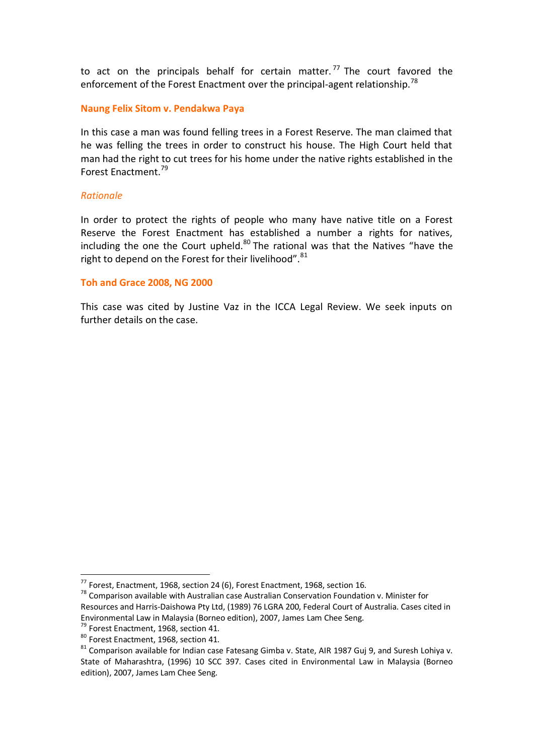to act on the principals behalf for certain matter.[77] The court favored the enforcement of the Forest Enactment over the principal-agent relationship.[78]

### Naung Felix Sitom v. Pendakwa Paya

In this case a man was found felling trees in a Forest Reserve. The man claimed that he was felling the trees in order to construct his house. The High Court held that man had the right to cut trees for his home under the native rights established in the Forest Enactment.[79]

*Rationale*

In order to protect the rights of people who many have native title on a Forest Reserve the Forest Enactment has established a number a rights for natives, including the one the Court upheld.[80] The rational was that the Natives "have the right to depend on the Forest for their livelihood".[81]

### Toh and Grace 2008, NG 2000

This case was cited by Justine Vaz in the ICCA Legal Review. We seek inputs on further details on the case.

---

[77] Forest, Enactment, 1968, section 24 (6), Forest Enactment, 1968, section 16.

[78] Comparison available with Australian case Australian Conservation Foundation v. Minister for Resources and Harris-Daishowa Pty Ltd, (1989) 76 LGRA 200, Federal Court of Australia. Cases cited in Environmental Law in Malaysia (Borneo edition), 2007, James Lam Chee Seng.

[79] Forest Enactment, 1968, section 41.

[80] Forest Enactment, 1968, section 41.

[81] Comparison available for Indian case Fatesang Gimba v. State, AIR 1987 Guj 9, and Suresh Lohiya v. State of Maharashtra, (1996) 10 SCC 397. Cases cited in Environmental Law in Malaysia (Borneo edition), 2007, James Lam Chee Seng.